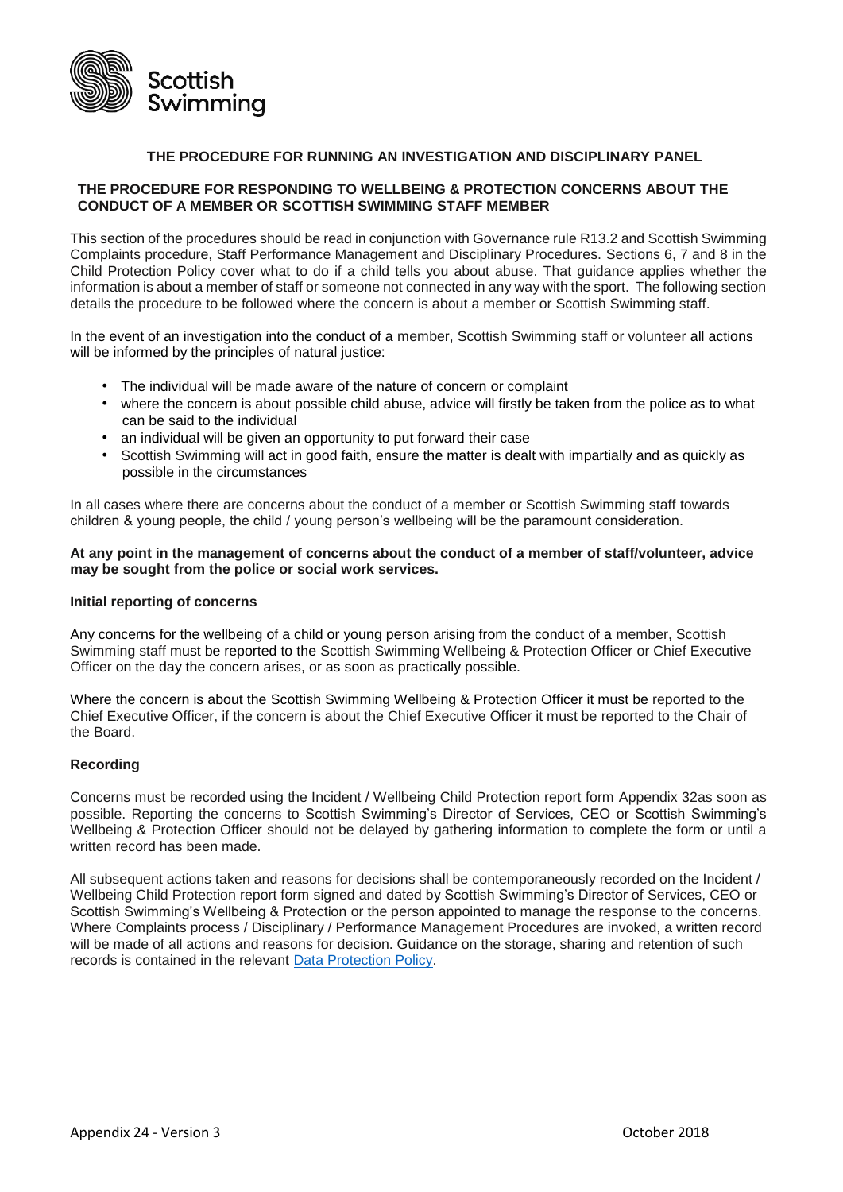Scottish Swimming

## THE PROCEDURE FOR RUNNING AN INVESTIGATION AND DISCIPLINARY PANEL

### THE PROCEDURE FOR RESPONDING TO WELLBEING & PROTECTION CONCERNS ABOUT THE CONDUCT OF A MEMBER OR SCOTTISH SWIMMING STAFF MEMBER

This section of the procedures should be read in conjunction with Governance rule R13.2 and Scottish Swimming Complaints procedure, Staff Performance Management and Disciplinary Procedures. Sections 6, 7 and 8 in the Child Protection Policy cover what to do if a child tells you about abuse. That guidance applies whether the information is about a member of staff or someone not connected in any way with the sport. The following section details the procedure to be followed where the concern is about a member or Scottish Swimming staff.

In the event of an investigation into the conduct of a member, Scottish Swimming staff or volunteer all actions will be informed by the principles of natural justice:

- The individual will be made aware of the nature of concern or complaint
- where the concern is about possible child abuse, advice will firstly be taken from the police as to what can be said to the individual
- an individual will be given an opportunity to put forward their case
- Scottish Swimming will act in good faith, ensure the matter is dealt with impartially and as quickly as possible in the circumstances

In all cases where there are concerns about the conduct of a member or Scottish Swimming staff towards children & young people, the child / young person's wellbeing will be the paramount consideration.

**At any point in the management of concerns about the conduct of a member of staff/volunteer, advice may be sought from the police or social work services.**

#### Initial reporting of concerns

Any concerns for the wellbeing of a child or young person arising from the conduct of a member, Scottish Swimming staff must be reported to the Scottish Swimming Wellbeing & Protection Officer or Chief Executive Officer on the day the concern arises, or as soon as practically possible.

Where the concern is about the Scottish Swimming Wellbeing & Protection Officer it must be reported to the Chief Executive Officer, if the concern is about the Chief Executive Officer it must be reported to the Chair of the Board.

#### Recording

Concerns must be recorded using the Incident / Wellbeing Child Protection report form Appendix 32as soon as possible. Reporting the concerns to Scottish Swimming's Director of Services, CEO or Scottish Swimming's Wellbeing & Protection Officer should not be delayed by gathering information to complete the form or until a written record has been made.

All subsequent actions taken and reasons for decisions shall be contemporaneously recorded on the Incident / Wellbeing Child Protection report form signed and dated by Scottish Swimming's Director of Services, CEO or Scottish Swimming's Wellbeing & Protection or the person appointed to manage the response to the concerns. Where Complaints process / Disciplinary / Performance Management Procedures are invoked, a written record will be made of all actions and reasons for decision. Guidance on the storage, sharing and retention of such records is contained in the relevant Data Protection Policy.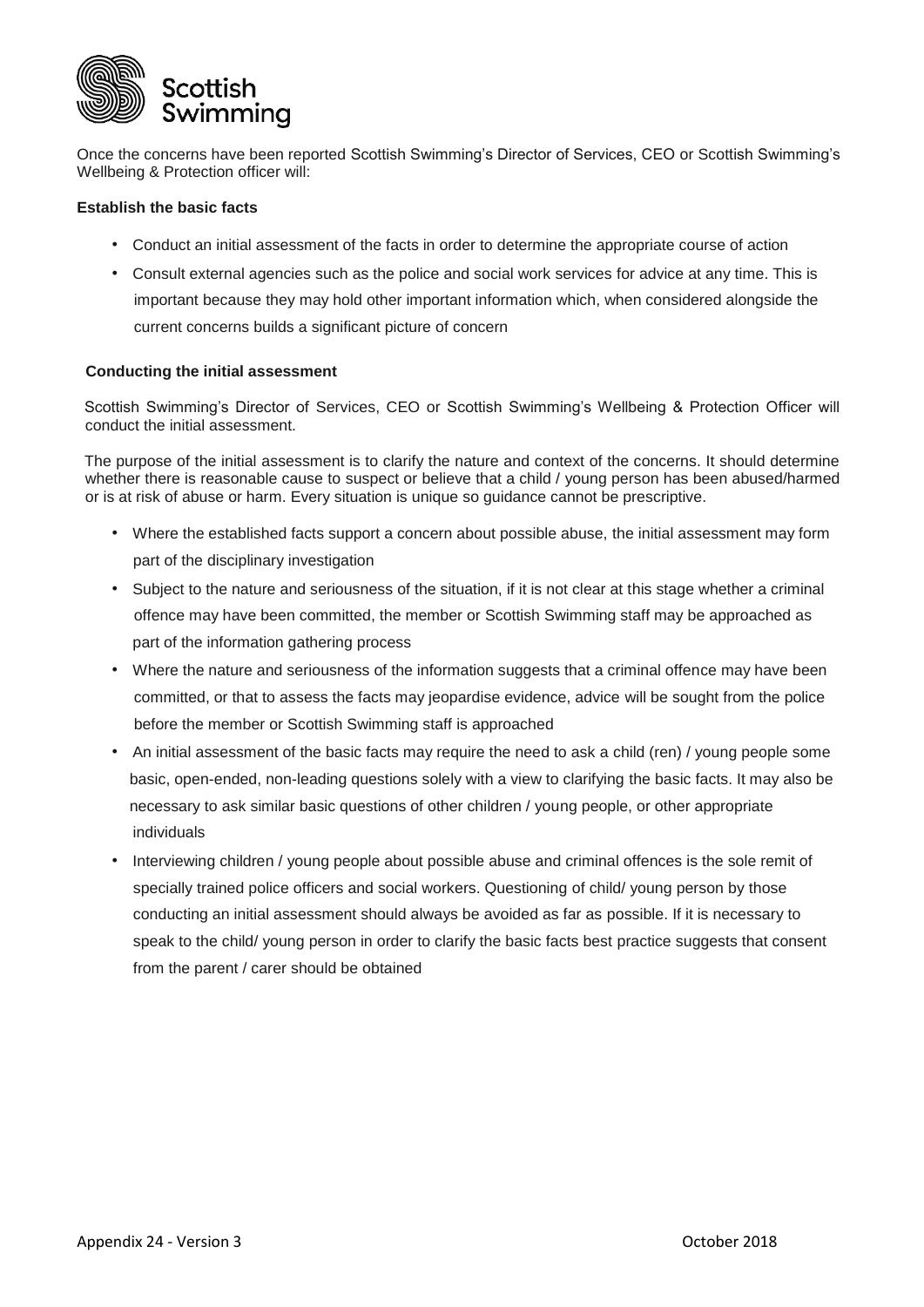Once the concerns have been reported Scottish Swimming's Director of Services, CEO or Scottish Swimming's Wellbeing & Protection officer will:

**Establish the basic facts**

- Conduct an initial assessment of the facts in order to determine the appropriate course of action
- Consult external agencies such as the police and social work services for advice at any time. This is important because they may hold other important information which, when considered alongside the current concerns builds a significant picture of concern

**Conducting the initial assessment**

Scottish Swimming's Director of Services, CEO or Scottish Swimming's Wellbeing & Protection Officer will conduct the initial assessment.

The purpose of the initial assessment is to clarify the nature and context of the concerns. It should determine whether there is reasonable cause to suspect or believe that a child / young person has been abused/harmed or is at risk of abuse or harm. Every situation is unique so guidance cannot be prescriptive.

- Where the established facts support a concern about possible abuse, the initial assessment may form part of the disciplinary investigation
- Subject to the nature and seriousness of the situation, if it is not clear at this stage whether a criminal offence may have been committed, the member or Scottish Swimming staff may be approached as part of the information gathering process
- Where the nature and seriousness of the information suggests that a criminal offence may have been committed, or that to assess the facts may jeopardise evidence, advice will be sought from the police before the member or Scottish Swimming staff is approached
- An initial assessment of the basic facts may require the need to ask a child (ren) / young people some basic, open-ended, non-leading questions solely with a view to clarifying the basic facts. It may also be necessary to ask similar basic questions of other children / young people, or other appropriate individuals
- Interviewing children / young people about possible abuse and criminal offences is the sole remit of specially trained police officers and social workers. Questioning of child/ young person by those conducting an initial assessment should always be avoided as far as possible. If it is necessary to speak to the child/ young person in order to clarify the basic facts best practice suggests that consent from the parent / carer should be obtained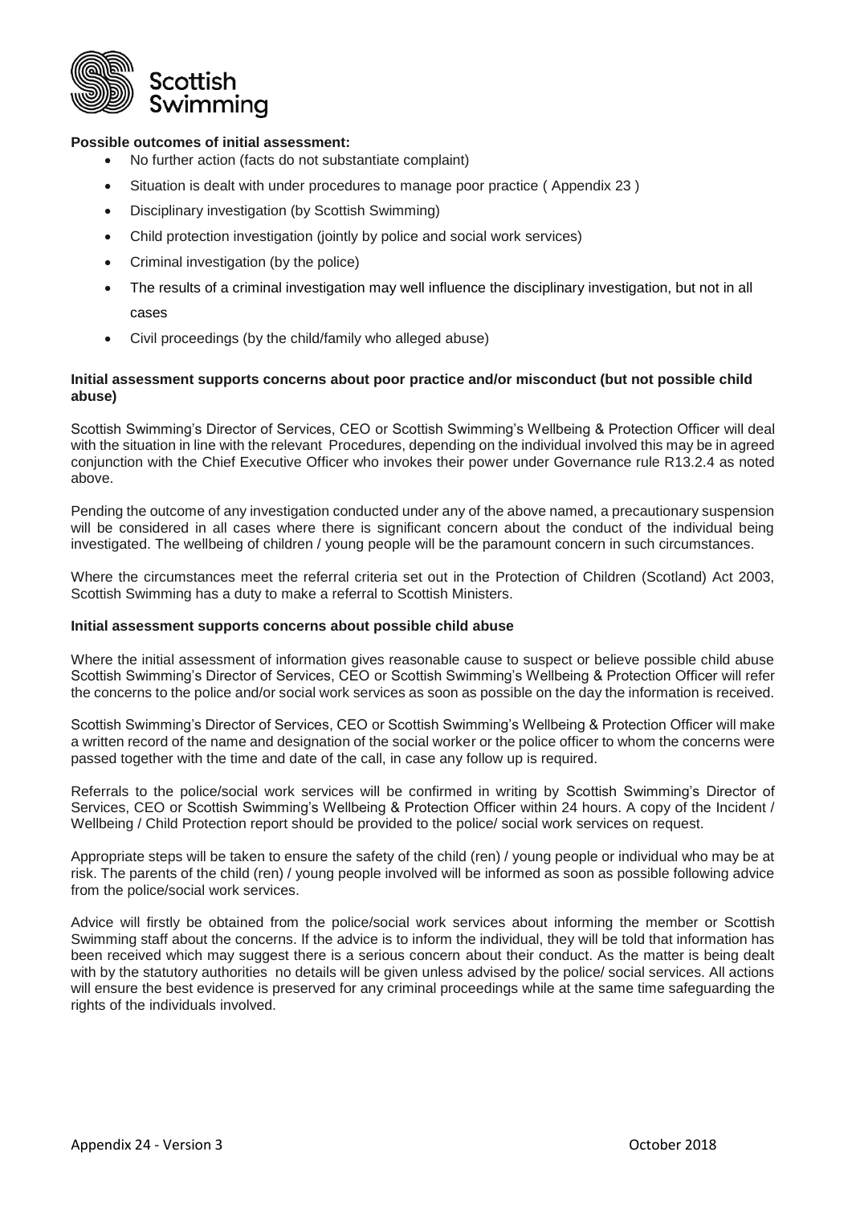**Possible outcomes of initial assessment:**

- No further action (facts do not substantiate complaint)
- Situation is dealt with under procedures to manage poor practice ( Appendix 23 )
- Disciplinary investigation (by Scottish Swimming)
- Child protection investigation (jointly by police and social work services)
- Criminal investigation (by the police)
- The results of a criminal investigation may well influence the disciplinary investigation, but not in all cases
- Civil proceedings (by the child/family who alleged abuse)

**Initial assessment supports concerns about poor practice and/or misconduct (but not possible child abuse)**

Scottish Swimming's Director of Services, CEO or Scottish Swimming's Wellbeing & Protection Officer will deal with the situation in line with the relevant Procedures, depending on the individual involved this may be in agreed conjunction with the Chief Executive Officer who invokes their power under Governance rule R13.2.4 as noted above.

Pending the outcome of any investigation conducted under any of the above named, a precautionary suspension will be considered in all cases where there is significant concern about the conduct of the individual being investigated. The wellbeing of children / young people will be the paramount concern in such circumstances.

Where the circumstances meet the referral criteria set out in the Protection of Children (Scotland) Act 2003, Scottish Swimming has a duty to make a referral to Scottish Ministers.

**Initial assessment supports concerns about possible child abuse**

Where the initial assessment of information gives reasonable cause to suspect or believe possible child abuse Scottish Swimming's Director of Services, CEO or Scottish Swimming's Wellbeing & Protection Officer will refer the concerns to the police and/or social work services as soon as possible on the day the information is received.

Scottish Swimming's Director of Services, CEO or Scottish Swimming's Wellbeing & Protection Officer will make a written record of the name and designation of the social worker or the police officer to whom the concerns were passed together with the time and date of the call, in case any follow up is required.

Referrals to the police/social work services will be confirmed in writing by Scottish Swimming's Director of Services, CEO or Scottish Swimming's Wellbeing & Protection Officer within 24 hours. A copy of the Incident / Wellbeing / Child Protection report should be provided to the police/ social work services on request.

Appropriate steps will be taken to ensure the safety of the child (ren) / young people or individual who may be at risk. The parents of the child (ren) / young people involved will be informed as soon as possible following advice from the police/social work services.

Advice will firstly be obtained from the police/social work services about informing the member or Scottish Swimming staff about the concerns. If the advice is to inform the individual, they will be told that information has been received which may suggest there is a serious concern about their conduct. As the matter is being dealt with by the statutory authorities no details will be given unless advised by the police/ social services. All actions will ensure the best evidence is preserved for any criminal proceedings while at the same time safeguarding the rights of the individuals involved.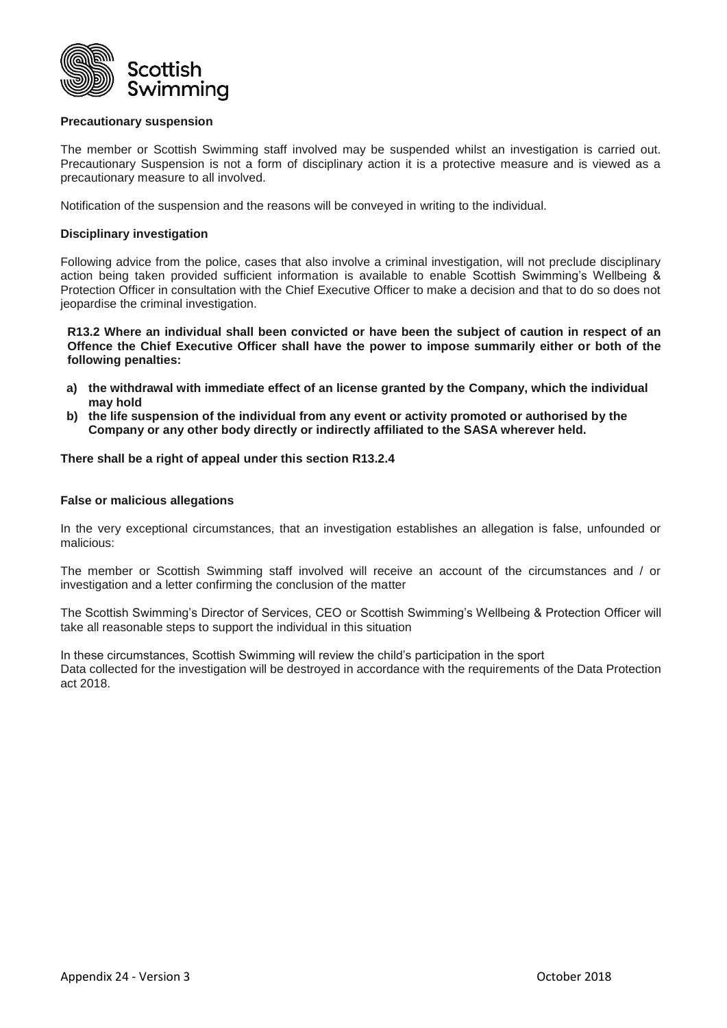**Precautionary suspension**

The member or Scottish Swimming staff involved may be suspended whilst an investigation is carried out. Precautionary Suspension is not a form of disciplinary action it is a protective measure and is viewed as a precautionary measure to all involved.

Notification of the suspension and the reasons will be conveyed in writing to the individual.

**Disciplinary investigation**

Following advice from the police, cases that also involve a criminal investigation, will not preclude disciplinary action being taken provided sufficient information is available to enable Scottish Swimming's Wellbeing & Protection Officer in consultation with the Chief Executive Officer to make a decision and that to do so does not jeopardise the criminal investigation.

**R13.2 Where an individual shall been convicted or have been the subject of caution in respect of an Offence the Chief Executive Officer shall have the power to impose summarily either or both of the following penalties:**

- **a) the withdrawal with immediate effect of an license granted by the Company, which the individual may hold**
- **b) the life suspension of the individual from any event or activity promoted or authorised by the Company or any other body directly or indirectly affiliated to the SASA wherever held.**

**There shall be a right of appeal under this section R13.2.4**

**False or malicious allegations**

In the very exceptional circumstances, that an investigation establishes an allegation is false, unfounded or malicious:

The member or Scottish Swimming staff involved will receive an account of the circumstances and / or investigation and a letter confirming the conclusion of the matter

The Scottish Swimming's Director of Services, CEO or Scottish Swimming's Wellbeing & Protection Officer will take all reasonable steps to support the individual in this situation

In these circumstances, Scottish Swimming will review the child's participation in the sport
Data collected for the investigation will be destroyed in accordance with the requirements of the Data Protection act 2018.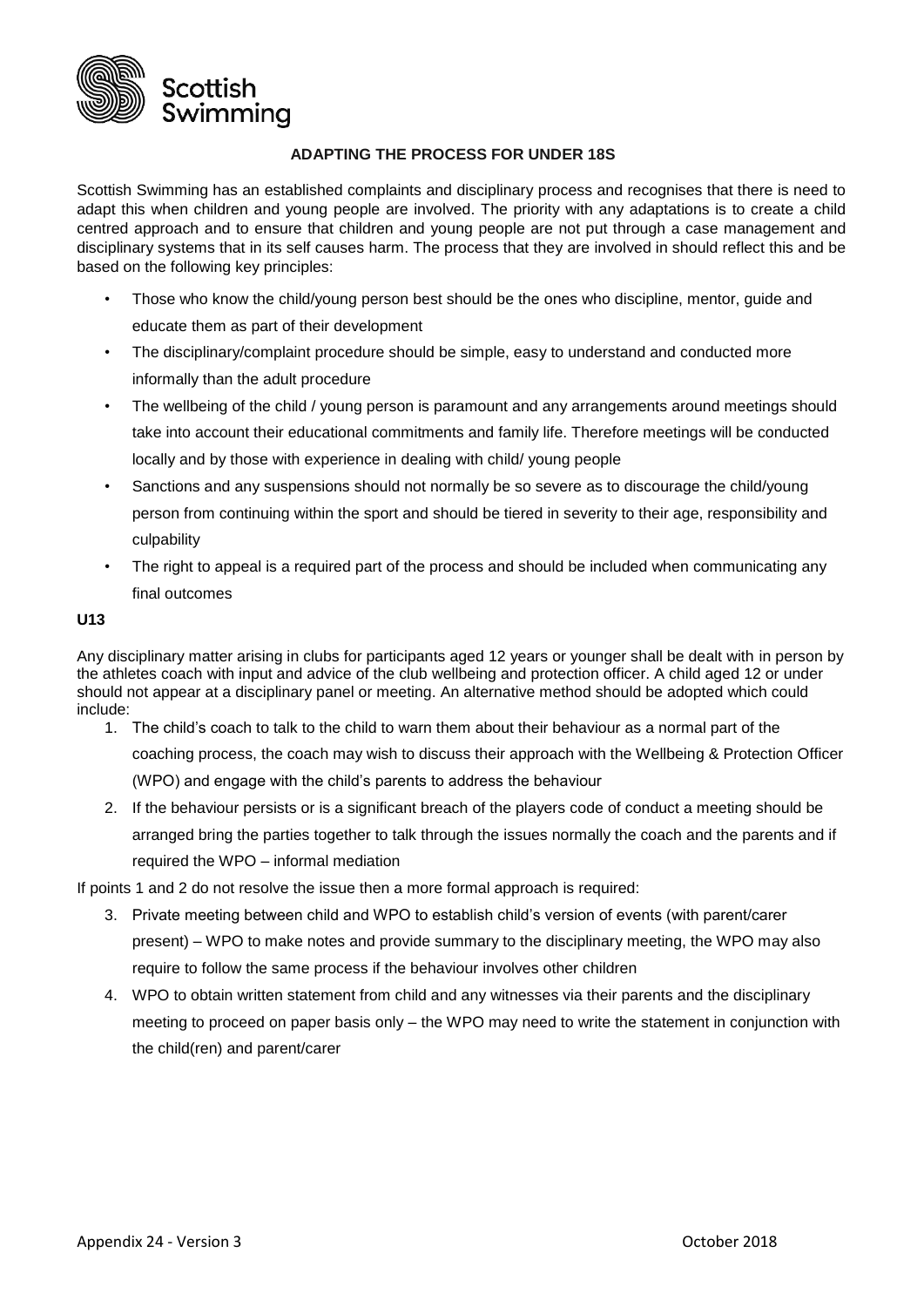## ADAPTING THE PROCESS FOR UNDER 18S

Scottish Swimming has an established complaints and disciplinary process and recognises that there is need to adapt this when children and young people are involved. The priority with any adaptations is to create a child centred approach and to ensure that children and young people are not put through a case management and disciplinary systems that in its self causes harm. The process that they are involved in should reflect this and be based on the following key principles:

- Those who know the child/young person best should be the ones who discipline, mentor, guide and educate them as part of their development
- The disciplinary/complaint procedure should be simple, easy to understand and conducted more informally than the adult procedure
- The wellbeing of the child / young person is paramount and any arrangements around meetings should take into account their educational commitments and family life. Therefore meetings will be conducted locally and by those with experience in dealing with child/ young people
- Sanctions and any suspensions should not normally be so severe as to discourage the child/young person from continuing within the sport and should be tiered in severity to their age, responsibility and culpability
- The right to appeal is a required part of the process and should be included when communicating any final outcomes

**U13**

Any disciplinary matter arising in clubs for participants aged 12 years or younger shall be dealt with in person by the athletes coach with input and advice of the club wellbeing and protection officer. A child aged 12 or under should not appear at a disciplinary panel or meeting. An alternative method should be adopted which could include:

1. The child's coach to talk to the child to warn them about their behaviour as a normal part of the coaching process, the coach may wish to discuss their approach with the Wellbeing & Protection Officer (WPO) and engage with the child's parents to address the behaviour
2. If the behaviour persists or is a significant breach of the players code of conduct a meeting should be arranged bring the parties together to talk through the issues normally the coach and the parents and if required the WPO – informal mediation

If points 1 and 2 do not resolve the issue then a more formal approach is required:

3. Private meeting between child and WPO to establish child's version of events (with parent/carer present) – WPO to make notes and provide summary to the disciplinary meeting, the WPO may also require to follow the same process if the behaviour involves other children
4. WPO to obtain written statement from child and any witnesses via their parents and the disciplinary meeting to proceed on paper basis only – the WPO may need to write the statement in conjunction with the child(ren) and parent/carer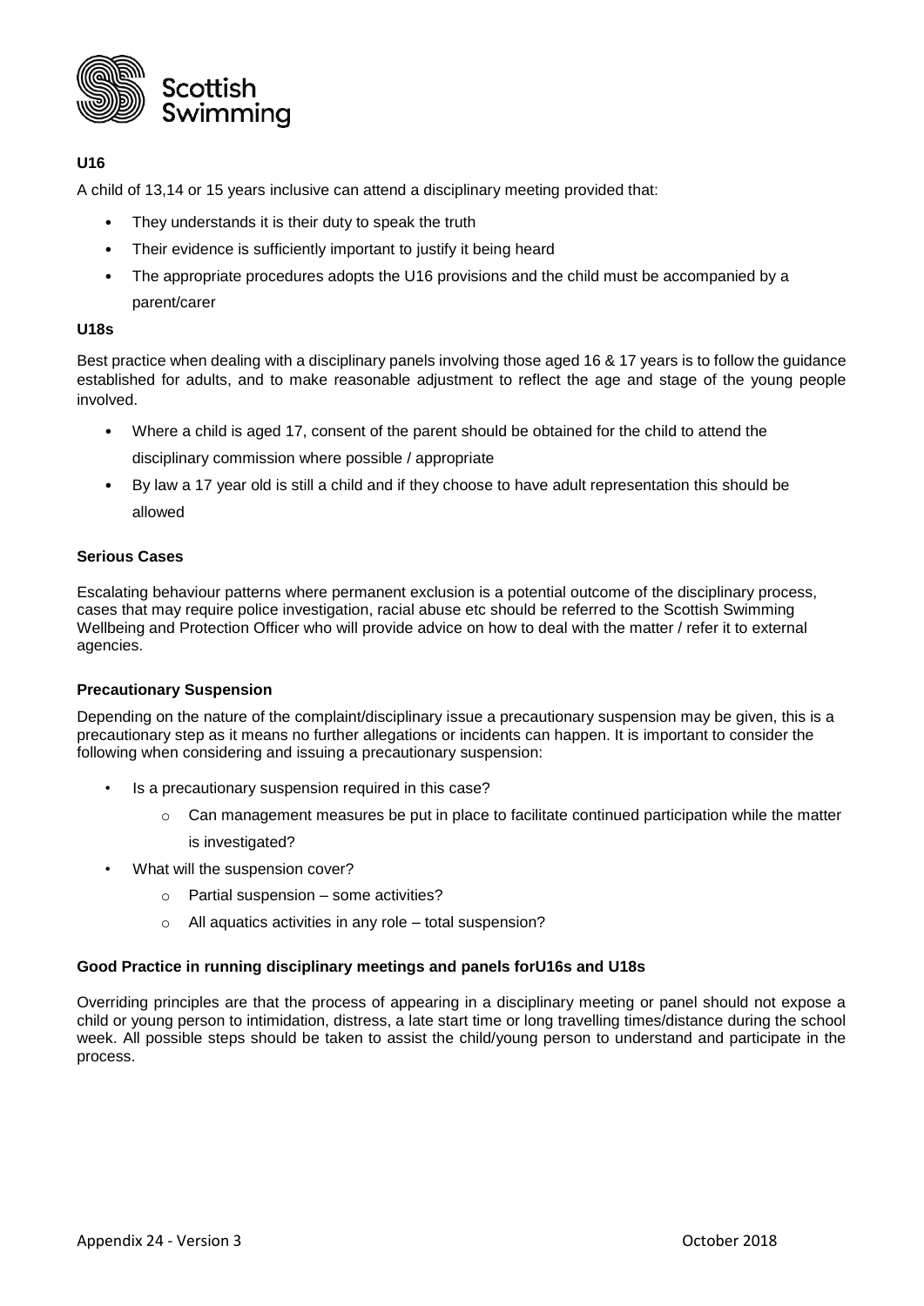**U16**

A child of 13,14 or 15 years inclusive can attend a disciplinary meeting provided that:

- They understands it is their duty to speak the truth
- Their evidence is sufficiently important to justify it being heard
- The appropriate procedures adopts the U16 provisions and the child must be accompanied by a parent/carer

**U18s**

Best practice when dealing with a disciplinary panels involving those aged 16 & 17 years is to follow the guidance established for adults, and to make reasonable adjustment to reflect the age and stage of the young people involved.

- Where a child is aged 17, consent of the parent should be obtained for the child to attend the disciplinary commission where possible / appropriate
- By law a 17 year old is still a child and if they choose to have adult representation this should be allowed

**Serious Cases**

Escalating behaviour patterns where permanent exclusion is a potential outcome of the disciplinary process, cases that may require police investigation, racial abuse etc should be referred to the Scottish Swimming Wellbeing and Protection Officer who will provide advice on how to deal with the matter / refer it to external agencies.

**Precautionary Suspension**

Depending on the nature of the complaint/disciplinary issue a precautionary suspension may be given, this is a precautionary step as it means no further allegations or incidents can happen. It is important to consider the following when considering and issuing a precautionary suspension:

- Is a precautionary suspension required in this case?
  - Can management measures be put in place to facilitate continued participation while the matter is investigated?
- What will the suspension cover?
  - Partial suspension – some activities?
  - All aquatics activities in any role – total suspension?

**Good Practice in running disciplinary meetings and panels forU16s and U18s**

Overriding principles are that the process of appearing in a disciplinary meeting or panel should not expose a child or young person to intimidation, distress, a late start time or long travelling times/distance during the school week. All possible steps should be taken to assist the child/young person to understand and participate in the process.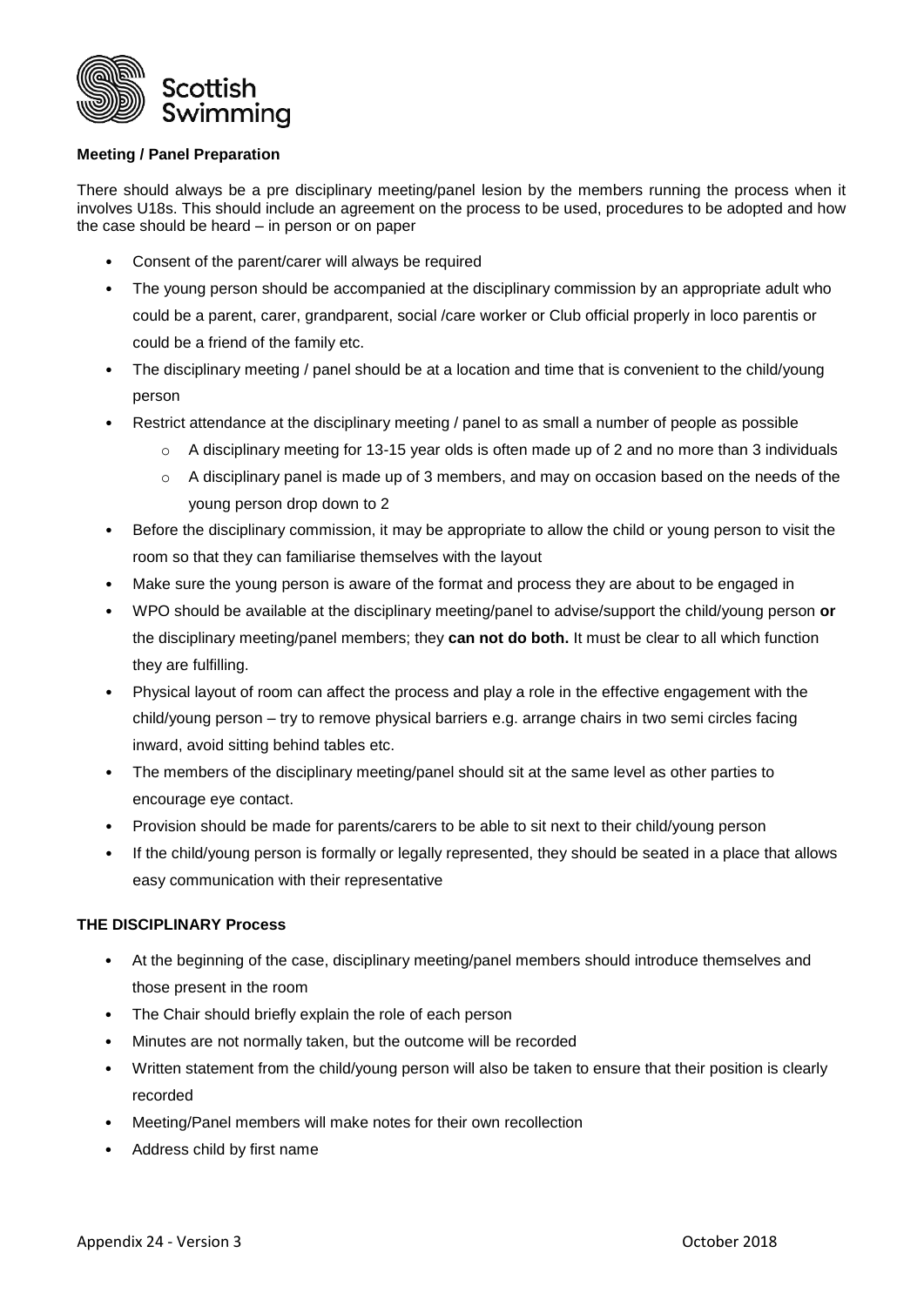**Meeting / Panel Preparation**

There should always be a pre disciplinary meeting/panel lesion by the members running the process when it involves U18s. This should include an agreement on the process to be used, procedures to be adopted and how the case should be heard – in person or on paper

- Consent of the parent/carer will always be required
- The young person should be accompanied at the disciplinary commission by an appropriate adult who could be a parent, carer, grandparent, social /care worker or Club official properly in loco parentis or could be a friend of the family etc.
- The disciplinary meeting / panel should be at a location and time that is convenient to the child/young person
- Restrict attendance at the disciplinary meeting / panel to as small a number of people as possible
  - A disciplinary meeting for 13-15 year olds is often made up of 2 and no more than 3 individuals
  - A disciplinary panel is made up of 3 members, and may on occasion based on the needs of the young person drop down to 2
- Before the disciplinary commission, it may be appropriate to allow the child or young person to visit the room so that they can familiarise themselves with the layout
- Make sure the young person is aware of the format and process they are about to be engaged in
- WPO should be available at the disciplinary meeting/panel to advise/support the child/young person **or** the disciplinary meeting/panel members; they **can not do both.** It must be clear to all which function they are fulfilling.
- Physical layout of room can affect the process and play a role in the effective engagement with the child/young person – try to remove physical barriers e.g. arrange chairs in two semi circles facing inward, avoid sitting behind tables etc.
- The members of the disciplinary meeting/panel should sit at the same level as other parties to encourage eye contact.
- Provision should be made for parents/carers to be able to sit next to their child/young person
- If the child/young person is formally or legally represented, they should be seated in a place that allows easy communication with their representative

**THE DISCIPLINARY Process**

- At the beginning of the case, disciplinary meeting/panel members should introduce themselves and those present in the room
- The Chair should briefly explain the role of each person
- Minutes are not normally taken, but the outcome will be recorded
- Written statement from the child/young person will also be taken to ensure that their position is clearly recorded
- Meeting/Panel members will make notes for their own recollection
- Address child by first name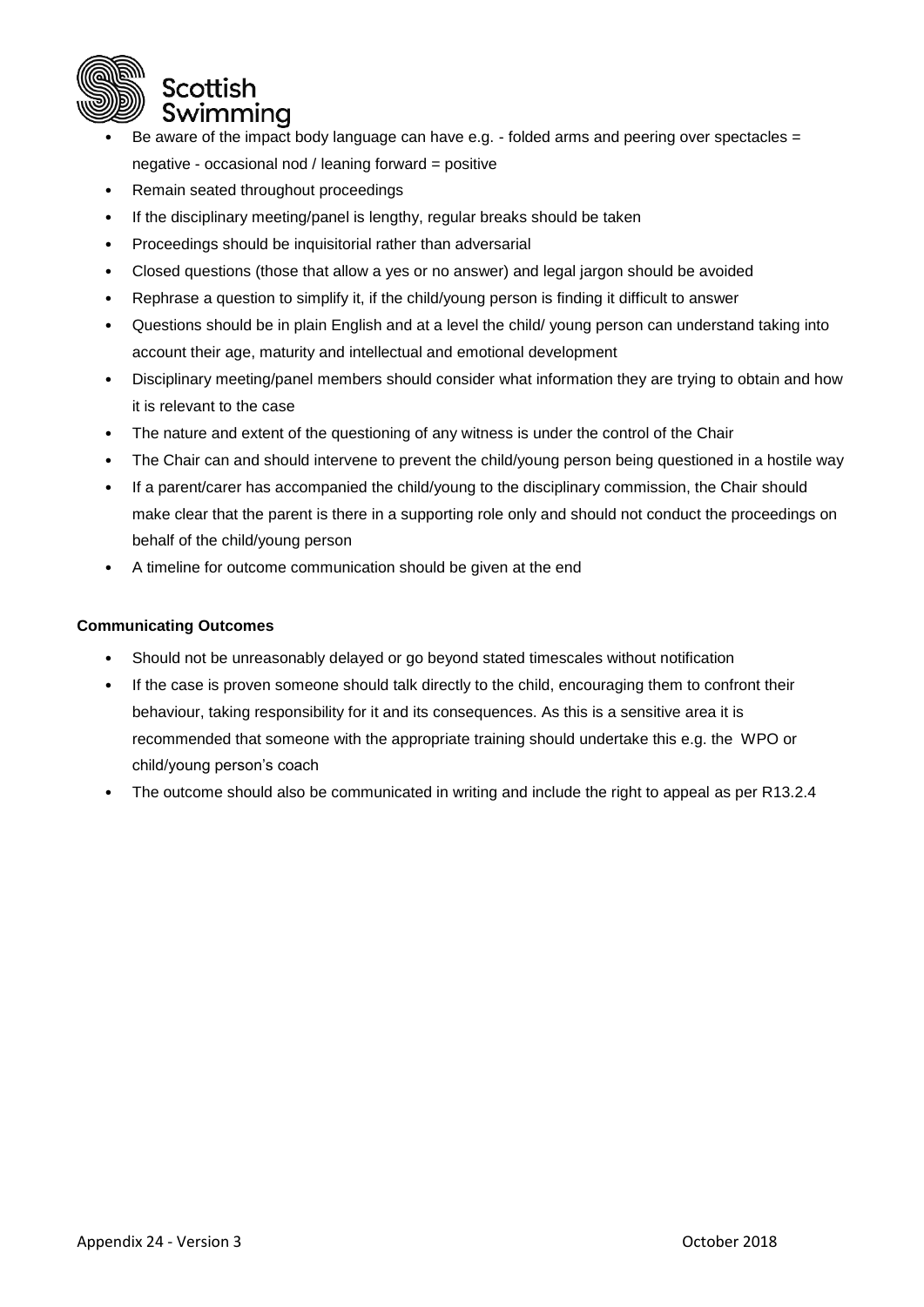- Be aware of the impact body language can have e.g. - folded arms and peering over spectacles = negative - occasional nod / leaning forward = positive
- Remain seated throughout proceedings
- If the disciplinary meeting/panel is lengthy, regular breaks should be taken
- Proceedings should be inquisitorial rather than adversarial
- Closed questions (those that allow a yes or no answer) and legal jargon should be avoided
- Rephrase a question to simplify it, if the child/young person is finding it difficult to answer
- Questions should be in plain English and at a level the child/ young person can understand taking into account their age, maturity and intellectual and emotional development
- Disciplinary meeting/panel members should consider what information they are trying to obtain and how it is relevant to the case
- The nature and extent of the questioning of any witness is under the control of the Chair
- The Chair can and should intervene to prevent the child/young person being questioned in a hostile way
- If a parent/carer has accompanied the child/young to the disciplinary commission, the Chair should make clear that the parent is there in a supporting role only and should not conduct the proceedings on behalf of the child/young person
- A timeline for outcome communication should be given at the end

**Communicating Outcomes**

- Should not be unreasonably delayed or go beyond stated timescales without notification
- If the case is proven someone should talk directly to the child, encouraging them to confront their behaviour, taking responsibility for it and its consequences. As this is a sensitive area it is recommended that someone with the appropriate training should undertake this e.g. the WPO or child/young person's coach
- The outcome should also be communicated in writing and include the right to appeal as per R13.2.4